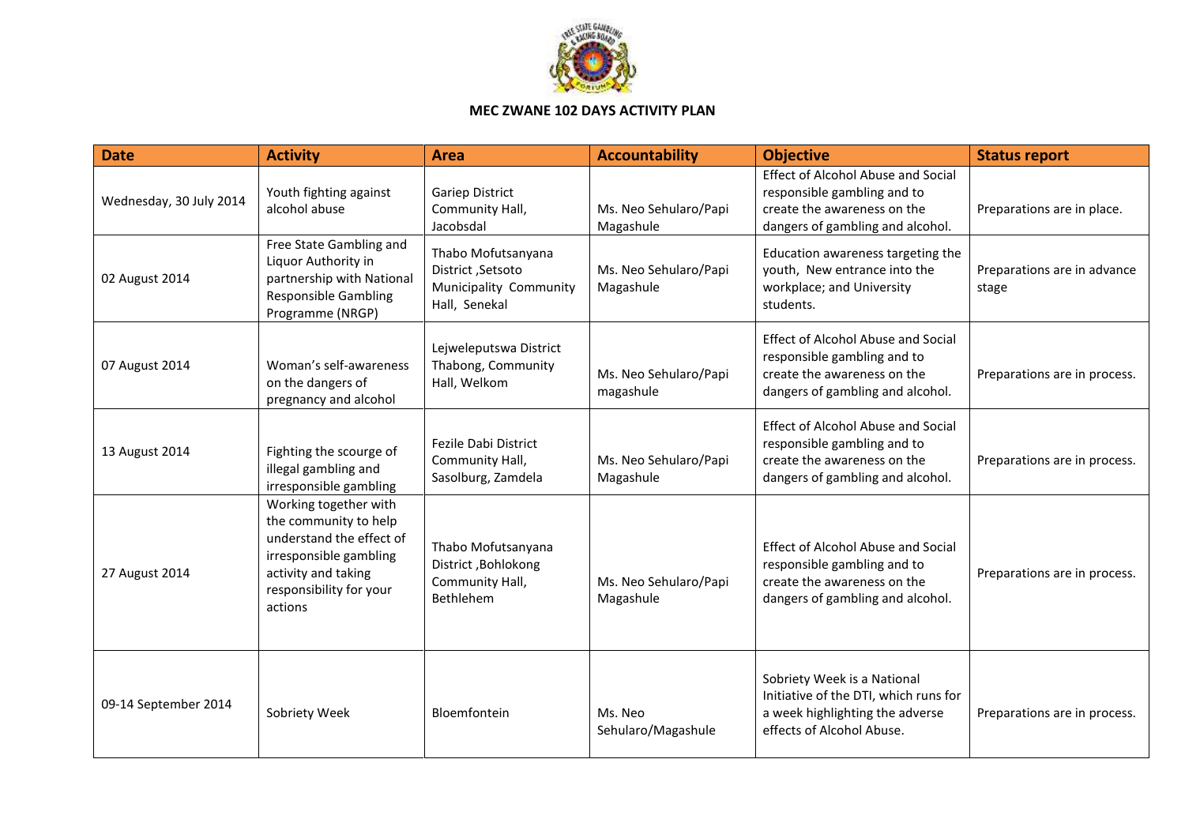# MEC ZWANE 102 DAYS ACTIVITY PLAN

| Date | Activity | Area | Accountability | Objective | Status report |
|---|---|---|---|---|---|
| Wednesday, 30 July 2014 | Youth fighting against alcohol abuse | Gariep District Community Hall, Jacobsdal | Ms. Neo Sehularo/Papi Magashule | Effect of Alcohol Abuse and Social responsible gambling and to create the awareness on the dangers of gambling and alcohol. | Preparations are in place. |
| 02 August 2014 | Free State Gambling and Liquor Authority in partnership with National Responsible Gambling Programme (NRGP) | Thabo Mofutsanyana District ,Setsoto Municipality Community Hall, Senekal | Ms. Neo Sehularo/Papi Magashule | Education awareness targeting the youth, New entrance into the workplace; and University students. | Preparations are in advance stage |
| 07 August 2014 | Woman's self-awareness on the dangers of pregnancy and alcohol | Lejweleputswa District Thabong, Community Hall, Welkom | Ms. Neo Sehularo/Papi magashule | Effect of Alcohol Abuse and Social responsible gambling and to create the awareness on the dangers of gambling and alcohol. | Preparations are in process. |
| 13 August 2014 | Fighting the scourge of illegal gambling and irresponsible gambling | Fezile Dabi District Community Hall, Sasolburg, Zamdela | Ms. Neo Sehularo/Papi Magashule | Effect of Alcohol Abuse and Social responsible gambling and to create the awareness on the dangers of gambling and alcohol. | Preparations are in process. |
| 27 August 2014 | Working together with the community to help understand the effect of irresponsible gambling activity and taking responsibility for your actions | Thabo Mofutsanyana District ,Bohlokong Community Hall, Bethlehem | Ms. Neo Sehularo/Papi Magashule | Effect of Alcohol Abuse and Social responsible gambling and to create the awareness on the dangers of gambling and alcohol. | Preparations are in process. |
| 09-14 September 2014 | Sobriety Week | Bloemfontein | Ms. Neo Sehularo/Magashule | Sobriety Week is a National Initiative of the DTI, which runs for a week highlighting the adverse effects of Alcohol Abuse. | Preparations are in process. |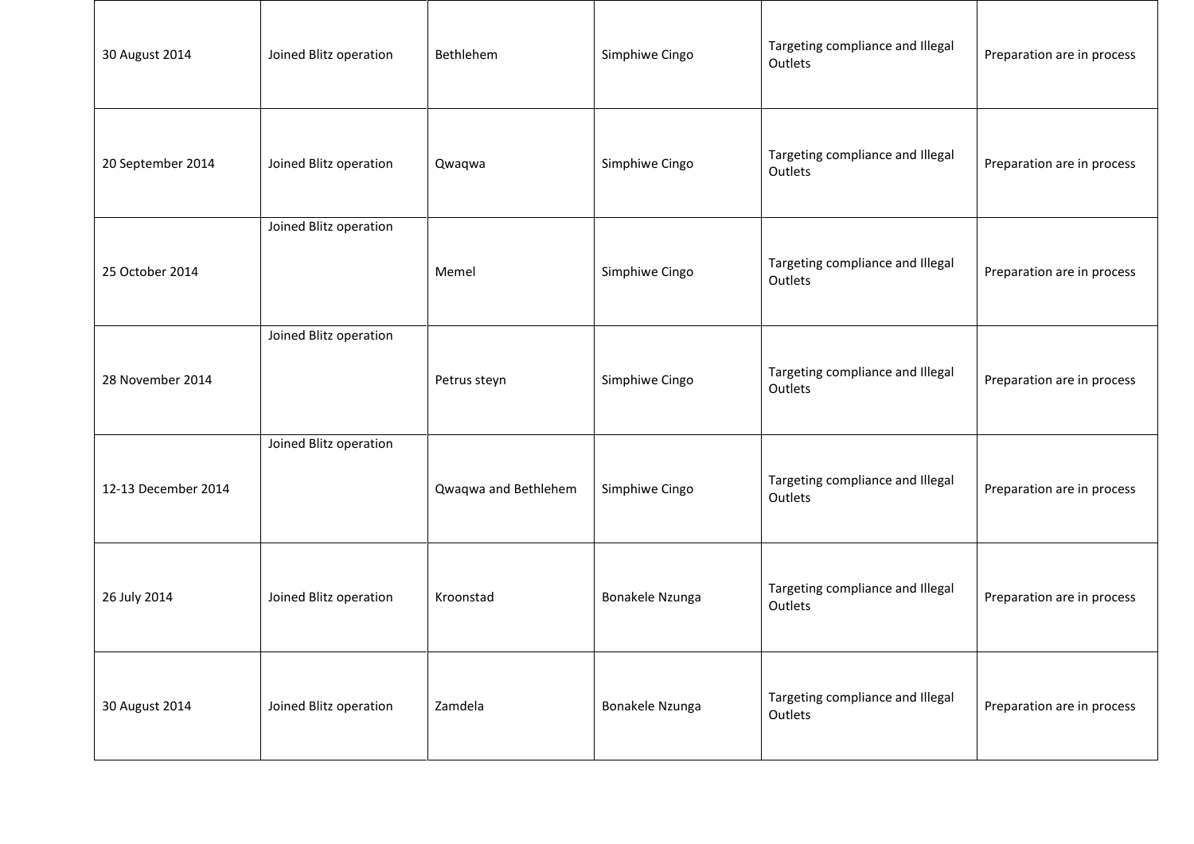| | | | | | |
|---|---|---|---|---|---|
| 30 August 2014 | Joined Blitz operation | Bethlehem | Simphiwe Cingo | Targeting compliance and Illegal Outlets | Preparation are in process |
| 20 September 2014 | Joined Blitz operation | Qwaqwa | Simphiwe Cingo | Targeting compliance and Illegal Outlets | Preparation are in process |
| 25 October 2014 | Joined Blitz operation | Memel | Simphiwe Cingo | Targeting compliance and Illegal Outlets | Preparation are in process |
| 28 November 2014 | Joined Blitz operation | Petrus steyn | Simphiwe Cingo | Targeting compliance and Illegal Outlets | Preparation are in process |
| 12-13 December 2014 | Joined Blitz operation | Qwaqwa and Bethlehem | Simphiwe Cingo | Targeting compliance and Illegal Outlets | Preparation are in process |
| 26 July 2014 | Joined Blitz operation | Kroonstad | Bonakele Nzunga | Targeting compliance and Illegal Outlets | Preparation are in process |
| 30 August 2014 | Joined Blitz operation | Zamdela | Bonakele Nzunga | Targeting compliance and Illegal Outlets | Preparation are in process |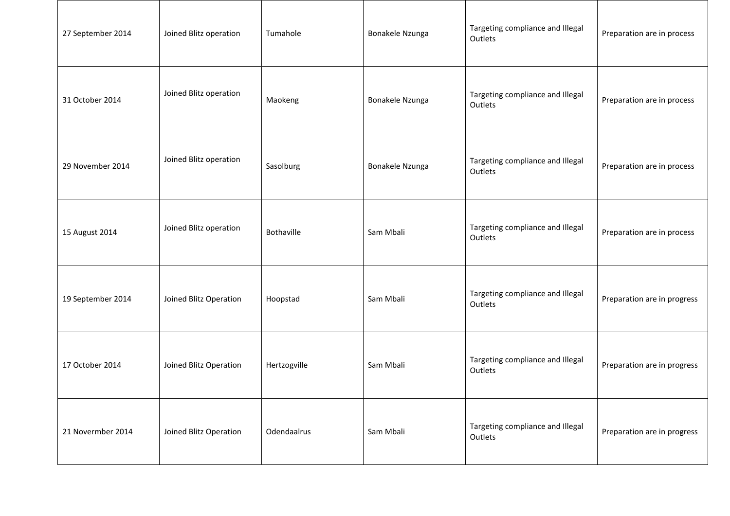| | | | | | |
|---|---|---|---|---|---|
| 27 September 2014 | Joined Blitz operation | Tumahole | Bonakele Nzunga | Targeting compliance and Illegal Outlets | Preparation are in process |
| 31 October 2014 | Joined Blitz operation | Maokeng | Bonakele Nzunga | Targeting compliance and Illegal Outlets | Preparation are in process |
| 29 November 2014 | Joined Blitz operation | Sasolburg | Bonakele Nzunga | Targeting compliance and Illegal Outlets | Preparation are in process |
| 15 August 2014 | Joined Blitz operation | Bothaville | Sam Mbali | Targeting compliance and Illegal Outlets | Preparation are in process |
| 19 September 2014 | Joined Blitz Operation | Hoopstad | Sam Mbali | Targeting compliance and Illegal Outlets | Preparation are in progress |
| 17 October 2014 | Joined Blitz Operation | Hertzogville | Sam Mbali | Targeting compliance and Illegal Outlets | Preparation are in progress |
| 21 Novermber 2014 | Joined Blitz Operation | Odendaalrus | Sam Mbali | Targeting compliance and Illegal Outlets | Preparation are in progress |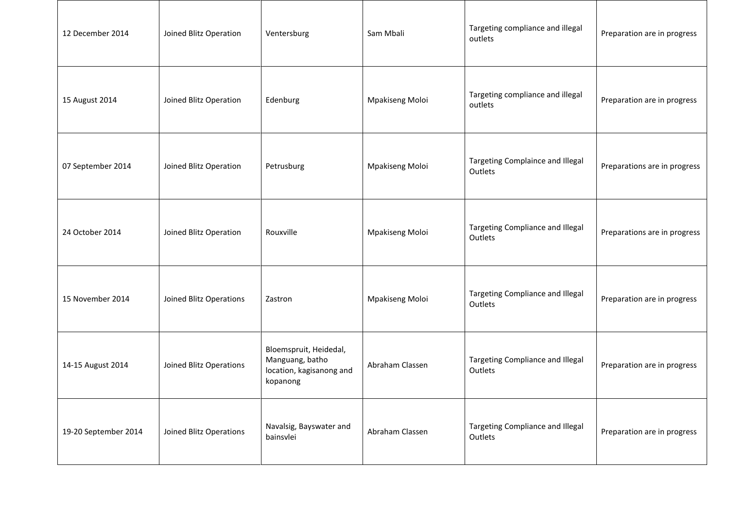| | | | | | |
|---|---|---|---|---|---|
| 12 December 2014 | Joined Blitz Operation | Ventersburg | Sam Mbali | Targeting compliance and illegal outlets | Preparation are in progress |
| 15 August 2014 | Joined Blitz Operation | Edenburg | Mpakiseng Moloi | Targeting compliance and illegal outlets | Preparation are in progress |
| 07 September 2014 | Joined Blitz Operation | Petrusburg | Mpakiseng Moloi | Targeting Complaince and Illegal Outlets | Preparations are in progress |
| 24 October 2014 | Joined Blitz Operation | Rouxville | Mpakiseng Moloi | Targeting Compliance and Illegal Outlets | Preparations are in progress |
| 15 November 2014 | Joined Blitz Operations | Zastron | Mpakiseng Moloi | Targeting Compliance and Illegal Outlets | Preparation are in progress |
| 14-15 August 2014 | Joined Blitz Operations | Bloemspruit, Heidedal, Manguang, batho location, kagisanong and kopanong | Abraham Classen | Targeting Compliance and Illegal Outlets | Preparation are in progress |
| 19-20 September 2014 | Joined Blitz Operations | Navalsig, Bayswater and bainsvlei | Abraham Classen | Targeting Compliance and Illegal Outlets | Preparation are in progress |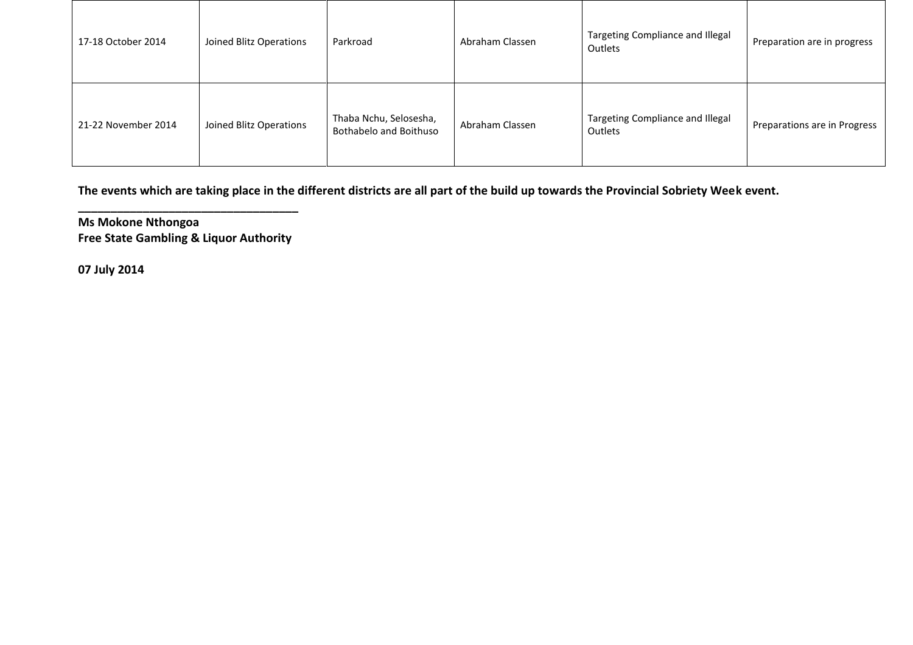| | | | | | |
|---|---|---|---|---|---|
| 17-18 October 2014 | Joined Blitz Operations | Parkroad | Abraham Classen | Targeting Compliance and Illegal Outlets | Preparation are in progress |
| 21-22 November 2014 | Joined Blitz Operations | Thaba Nchu, Selosesha, Bothabelo and Boithuso | Abraham Classen | Targeting Compliance and Illegal Outlets | Preparations are in Progress |

**The events which are taking place in the different districts are all part of the build up towards the Provincial Sobriety Week event.**

**______________________________**
**Ms Mokone Nthongoa**
**Free State Gambling & Liquor Authority**

**07 July 2014**